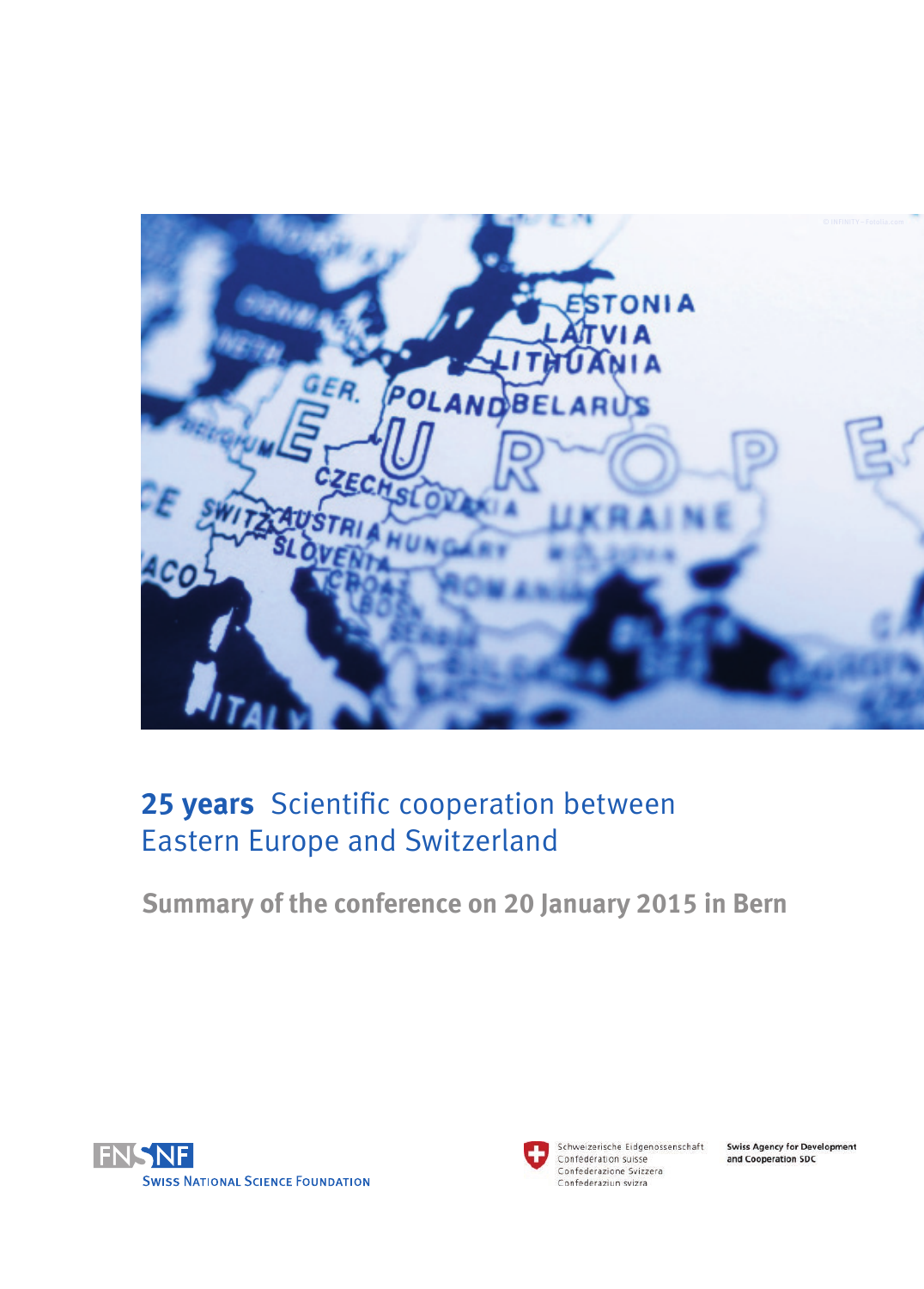# **25 years** Scientific cooperation between Eastern Europe and Switzerland

## Summary of the conference on 20 January 2015 in Bern

FNSNF
Swiss National Science Foundation

Schweizerische Eidgenossenschaft
Confédération suisse
Confederazione Svizzera
Confederaziun svizra

Swiss Agency for Development and Cooperation SDC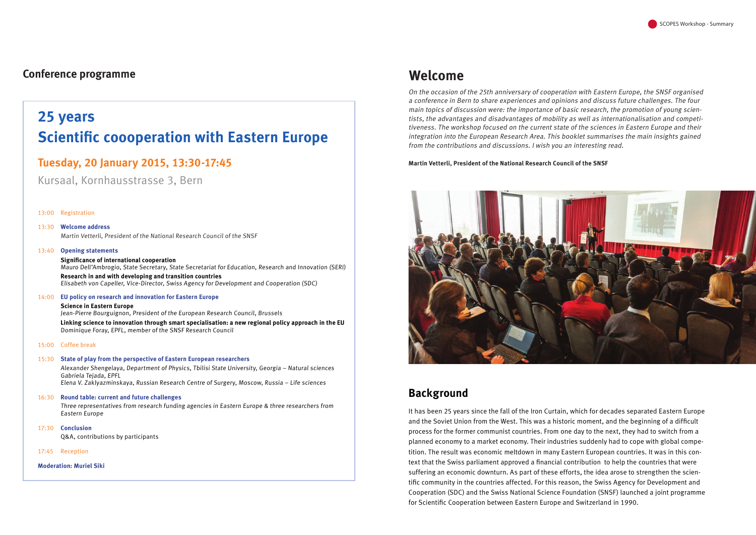## Conference programme

# 25 years
# Scientific coooperation with Eastern Europe

### Tuesday, 20 January 2015, 13:30-17:45

Kursaal, Kornhausstrasse 3, Bern

13:00 Registration

13:30 **Welcome address**
*Martin Vetterli, President of the National Research Council of the SNSF*

13:40 **Opening statements**
**Significance of international cooperation**
*Mauro Dell'Ambrogio, State Secretary, State Secretariat for Education, Research and Innovation (SERI)*
**Research in and with developing and transition countries**
*Elisabeth von Capeller, Vice-Director, Swiss Agency for Development and Cooperation (SDC)*

14:00 **EU policy on research and innovation for Eastern Europe**
**Science in Eastern Europe**
*Jean-Pierre Bourguignon, President of the European Research Council, Brussels*
**Linking science to innovation through smart specialisation: a new regional policy approach in the EU**
*Dominique Foray, EPFL, member of the SNSF Research Council*

15:00 Coffee break

15:30 **State of play from the perspective of Eastern European researchers**
*Alexander Shengelaya, Department of Physics, Tbilisi State University, Georgia – Natural sciences*
*Gabriela Tejada, EPFL*
*Elena V. Zaklyazminskaya, Russian Research Centre of Surgery, Moscow, Russia – Life sciences*

16:30 **Round table: current and future challenges**
*Three representatives from research funding agencies in Eastern Europe & three researchers from Eastern Europe*

17:30 **Conclusion**
Q&A, contributions by participants

17:45 Reception

**Moderation: Muriel Siki**

## Welcome

*On the occasion of the 25th anniversary of cooperation with Eastern Europe, the SNSF organised a conference in Bern to share experiences and opinions and discuss future challenges. The four main topics of discussion were: the importance of basic research, the promotion of young scientists, the advantages and disadvantages of mobility as well as internationalisation and competitiveness. The workshop focused on the current state of the sciences in Eastern Europe and their integration into the European Research Area. This booklet summarises the main insights gained from the contributions and discussions. I wish you an interesting read.*

**Martin Vetterli, President of the National Research Council of the SNSF**

## Background

It has been 25 years since the fall of the Iron Curtain, which for decades separated Eastern Europe and the Soviet Union from the West. This was a historic moment, and the beginning of a difficult process for the former communist countries. From one day to the next, they had to switch from a planned economy to a market economy. Their industries suddenly had to cope with global competition. The result was economic meltdown in many Eastern European countries. It was in this context that the Swiss parliament approved a financial contribution to help the countries that were suffering an economic downturn. As part of these efforts, the idea arose to strengthen the scientific community in the countries affected. For this reason, the Swiss Agency for Development and Cooperation (SDC) and the Swiss National Science Foundation (SNSF) launched a joint programme for Scientific Cooperation between Eastern Europe and Switzerland in 1990.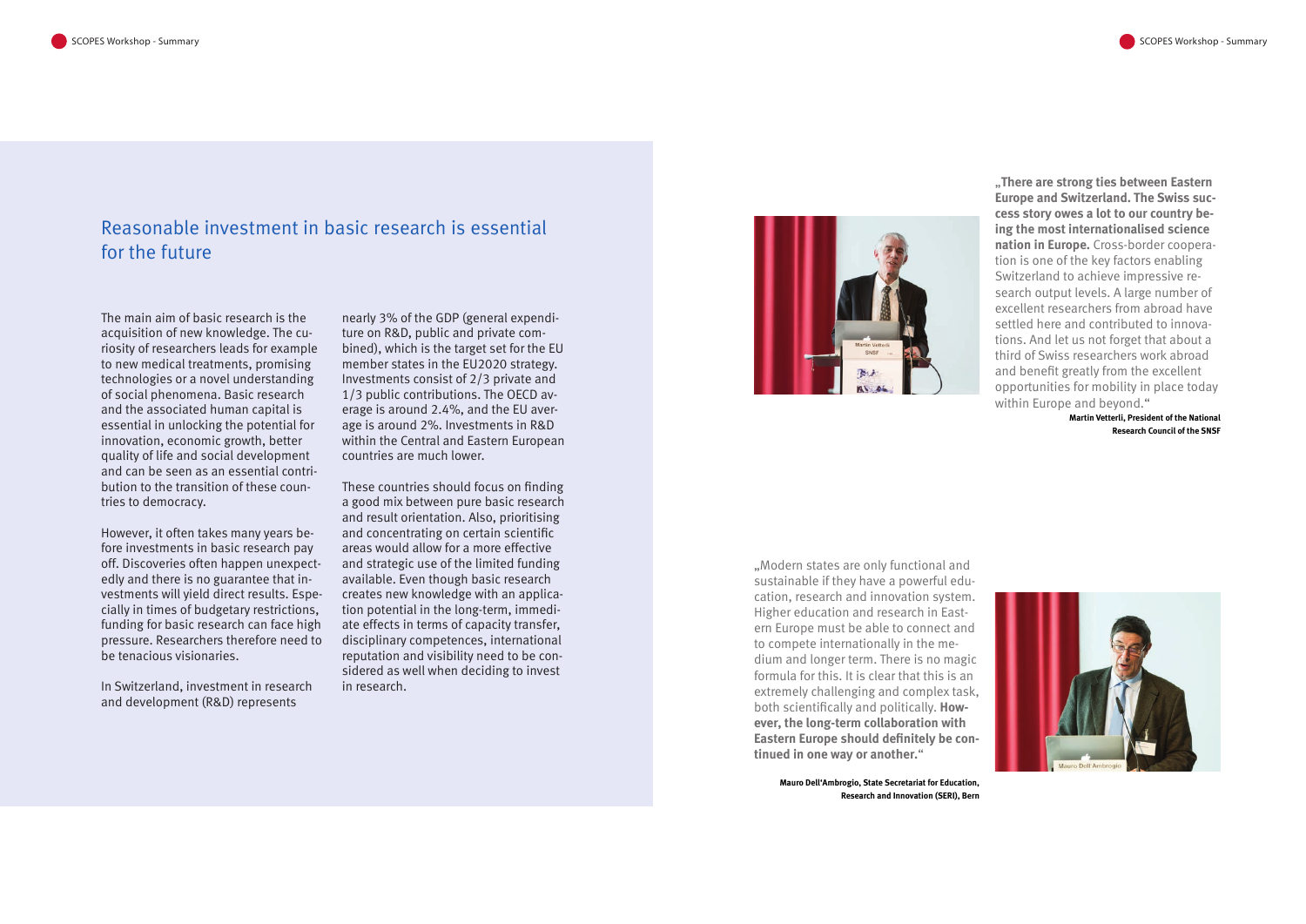## Reasonable investment in basic research is essential for the future

The main aim of basic research is the acquisition of new knowledge. The curiosity of researchers leads for example to new medical treatments, promising technologies or a novel understanding of social phenomena. Basic research and the associated human capital is essential in unlocking the potential for innovation, economic growth, better quality of life and social development and can be seen as an essential contribution to the transition of these countries to democracy.

However, it often takes many years before investments in basic research pay off. Discoveries often happen unexpectedly and there is no guarantee that investments will yield direct results. Especially in times of budgetary restrictions, funding for basic research can face high pressure. Researchers therefore need to be tenacious visionaries.

In Switzerland, investment in research and development (R&D) represents nearly 3% of the GDP (general expenditure on R&D, public and private combined), which is the target set for the EU member states in the EU2020 strategy. Investments consist of 2/3 private and 1/3 public contributions. The OECD average is around 2.4%, and the EU average is around 2%. Investments in R&D within the Central and Eastern European countries are much lower.

These countries should focus on finding a good mix between pure basic research and result orientation. Also, prioritising and concentrating on certain scientific areas would allow for a more effective and strategic use of the limited funding available. Even though basic research creates new knowledge with an application potential in the long-term, immediate effects in terms of capacity transfer, disciplinary competences, international reputation and visibility need to be considered as well when deciding to invest in research.

„**There are strong ties between Eastern Europe and Switzerland. The Swiss success story owes a lot to our country being the most internationalised science nation in Europe.** Cross-border cooperation is one of the key factors enabling Switzerland to achieve impressive research output levels. A large number of excellent researchers from abroad have settled here and contributed to innovations. And let us not forget that about a third of Swiss researchers work abroad and benefit greatly from the excellent opportunities for mobility in place today within Europe and beyond."

**Martin Vetterli, President of the National Research Council of the SNSF**

„Modern states are only functional and sustainable if they have a powerful education, research and innovation system. Higher education and research in Eastern Europe must be able to connect and to compete internationally in the medium and longer term. There is no magic formula for this. It is clear that this is an extremely challenging and complex task, both scientifically and politically. **However, the long-term collaboration with Eastern Europe should definitely be continued in one way or another.**"

**Mauro Dell'Ambrogio, State Secretariat for Education, Research and Innovation (SERI), Bern**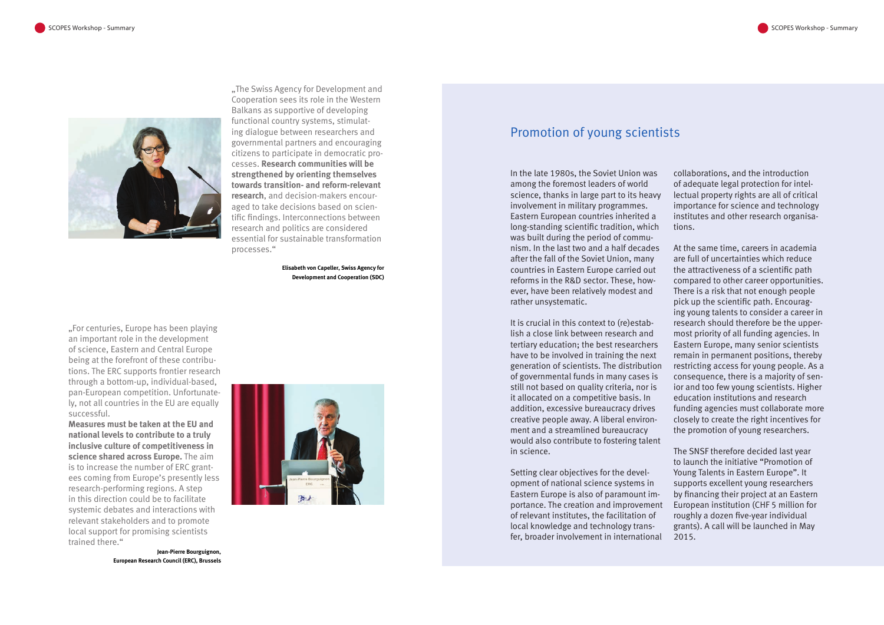„The Swiss Agency for Development and Cooperation sees its role in the Western Balkans as supportive of developing functional country systems, stimulating dialogue between researchers and governmental partners and encouraging citizens to participate in democratic processes. **Research communities will be strengthened by orienting themselves towards transition- and reform-relevant research**, and decision-makers encouraged to take decisions based on scientific findings. Interconnections between research and politics are considered essential for sustainable transformation processes.“

**Elisabeth von Capeller, Swiss Agency for Development and Cooperation (SDC)**

„For centuries, Europe has been playing an important role in the development of science, Eastern and Central Europe being at the forefront of these contributions. The ERC supports frontier research through a bottom-up, individual-based, pan-European competition. Unfortunately, not all countries in the EU are equally successful.
**Measures must be taken at the EU and national levels to contribute to a truly inclusive culture of competitiveness in science shared across Europe.** The aim is to increase the number of ERC grantees coming from Europe's presently less research-performing regions. A step in this direction could be to facilitate systemic debates and interactions with relevant stakeholders and to promote local support for promising scientists trained there.“

**Jean-Pierre Bourguignon, European Research Council (ERC), Brussels**

## Promotion of young scientists

In the late 1980s, the Soviet Union was among the foremost leaders of world science, thanks in large part to its heavy involvement in military programmes. Eastern European countries inherited a long-standing scientific tradition, which was built during the period of communism. In the last two and a half decades after the fall of the Soviet Union, many countries in Eastern Europe carried out reforms in the R&D sector. These, however, have been relatively modest and rather unsystematic.

It is crucial in this context to (re)establish a close link between research and tertiary education; the best researchers have to be involved in training the next generation of scientists. The distribution of governmental funds in many cases is still not based on quality criteria, nor is it allocated on a competitive basis. In addition, excessive bureaucracy drives creative people away. A liberal environment and a streamlined bureaucracy would also contribute to fostering talent in science.

Setting clear objectives for the development of national science systems in Eastern Europe is also of paramount importance. The creation and improvement of relevant institutes, the facilitation of local knowledge and technology transfer, broader involvement in international collaborations, and the introduction of adequate legal protection for intellectual property rights are all of critical importance for science and technology institutes and other research organisations.

At the same time, careers in academia are full of uncertainties which reduce the attractiveness of a scientific path compared to other career opportunities. There is a risk that not enough people pick up the scientific path. Encouraging young talents to consider a career in research should therefore be the uppermost priority of all funding agencies. In Eastern Europe, many senior scientists remain in permanent positions, thereby restricting access for young people. As a consequence, there is a majority of senior and too few young scientists. Higher education institutions and research funding agencies must collaborate more closely to create the right incentives for the promotion of young researchers.

The SNSF therefore decided last year to launch the initiative "Promotion of Young Talents in Eastern Europe". It supports excellent young researchers by financing their project at an Eastern European institution (CHF 5 million for roughly a dozen five-year individual grants). A call will be launched in May 2015.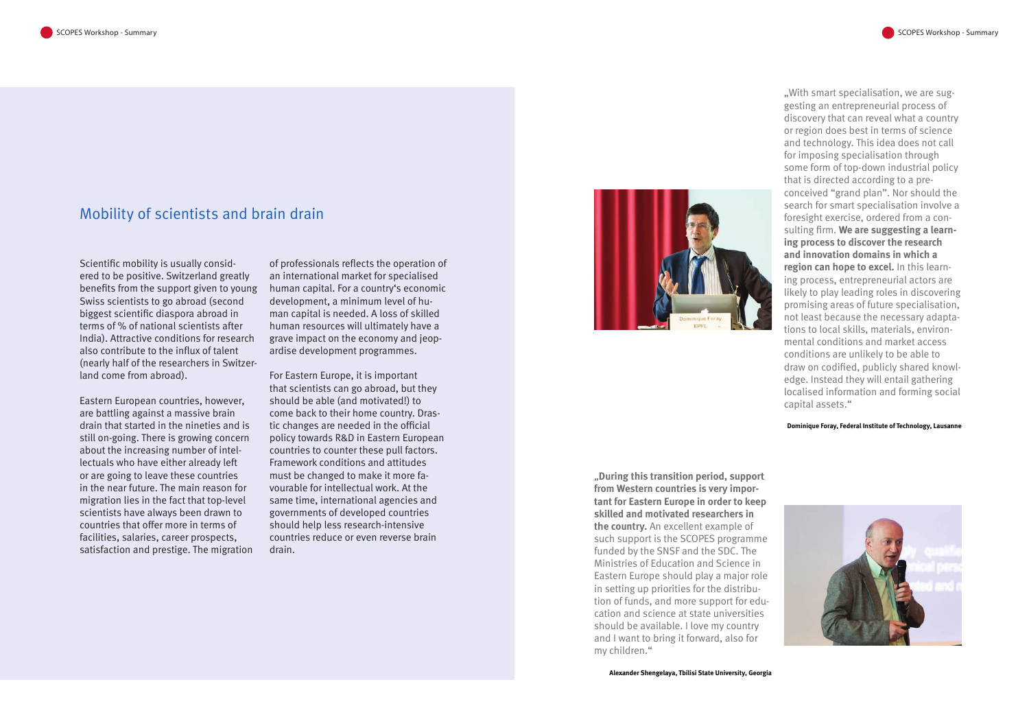## Mobility of scientists and brain drain

Scientific mobility is usually considered to be positive. Switzerland greatly benefits from the support given to young Swiss scientists to go abroad (second biggest scientific diaspora abroad in terms of % of national scientists after India). Attractive conditions for research also contribute to the influx of talent (nearly half of the researchers in Switzerland come from abroad).

Eastern European countries, however, are battling against a massive brain drain that started in the nineties and is still on-going. There is growing concern about the increasing number of intellectuals who have either already left or are going to leave these countries in the near future. The main reason for migration lies in the fact that top-level scientists have always been drawn to countries that offer more in terms of facilities, salaries, career prospects, satisfaction and prestige. The migration of professionals reflects the operation of an international market for specialised human capital. For a country's economic development, a minimum level of human capital is needed. A loss of skilled human resources will ultimately have a grave impact on the economy and jeopardise development programmes.

For Eastern Europe, it is important that scientists can go abroad, but they should be able (and motivated!) to come back to their home country. Drastic changes are needed in the official policy towards R&D in Eastern European countries to counter these pull factors. Framework conditions and attitudes must be changed to make it more favourable for intellectual work. At the same time, international agencies and governments of developed countries should help less research-intensive countries reduce or even reverse brain drain.

„With smart specialisation, we are suggesting an entrepreneurial process of discovery that can reveal what a country or region does best in terms of science and technology. This idea does not call for imposing specialisation through some form of top-down industrial policy that is directed according to a preconceived "grand plan". Nor should the search for smart specialisation involve a foresight exercise, ordered from a consulting firm. **We are suggesting a learning process to discover the research and innovation domains in which a region can hope to excel.** In this learning process, entrepreneurial actors are likely to play leading roles in discovering promising areas of future specialisation, not least because the necessary adaptations to local skills, materials, environmental conditions and market access conditions are unlikely to be able to draw on codified, publicly shared knowledge. Instead they will entail gathering localised information and forming social capital assets."

**Dominique Foray, Federal Institute of Technology, Lausanne**

„**During this transition period, support from Western countries is very important for Eastern Europe in order to keep skilled and motivated researchers in the country.** An excellent example of such support is the SCOPES programme funded by the SNSF and the SDC. The Ministries of Education and Science in Eastern Europe should play a major role in setting up priorities for the distribution of funds, and more support for education and science at state universities should be available. I love my country and I want to bring it forward, also for my children."

**Alexander Shengelaya, Tbilisi State University, Georgia**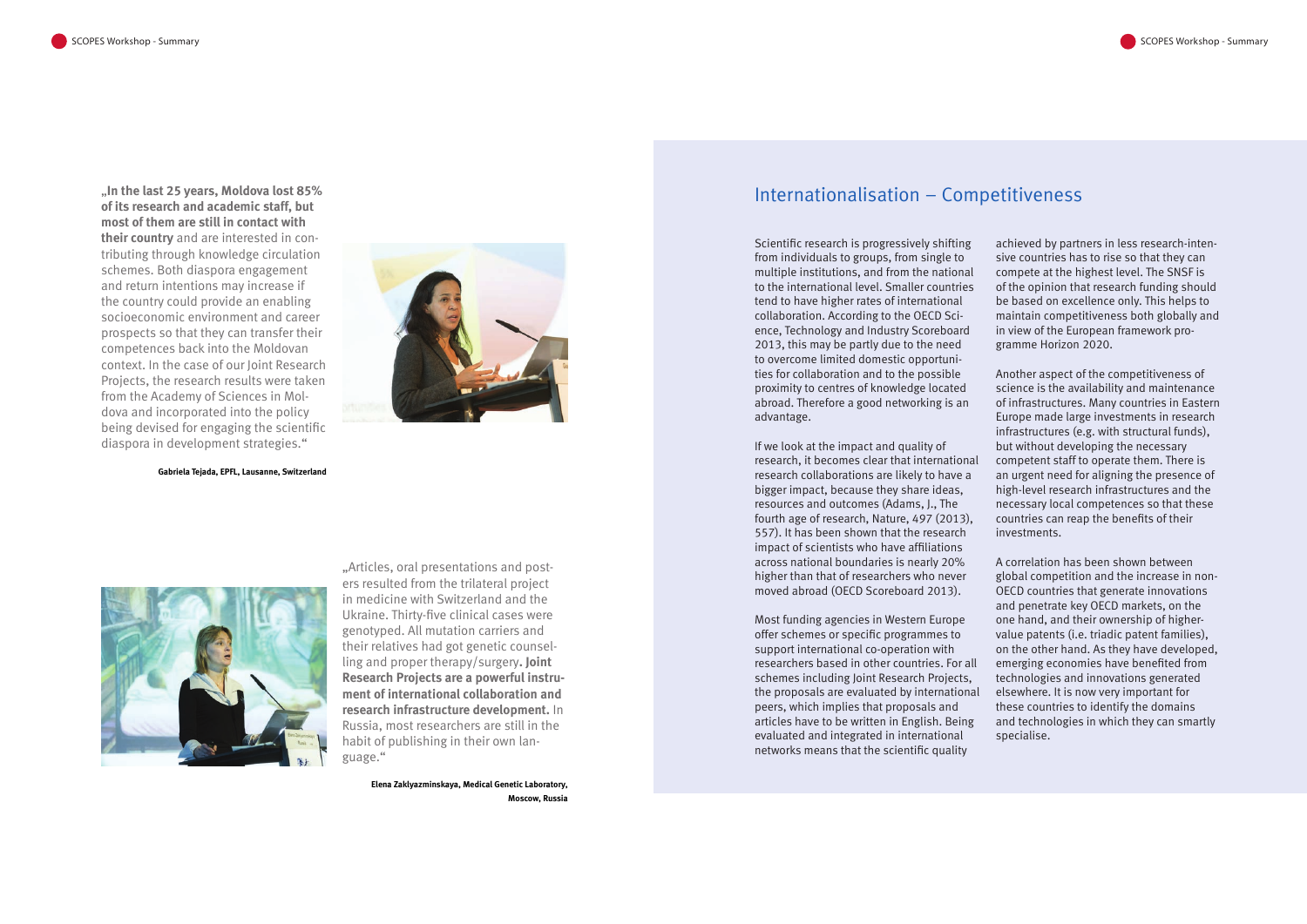„**In the last 25 years, Moldova lost 85% of its research and academic staff, but most of them are still in contact with their country** and are interested in contributing through knowledge circulation schemes. Both diaspora engagement and return intentions may increase if the country could provide an enabling socioeconomic environment and career prospects so that they can transfer their competences back into the Moldovan context. In the case of our Joint Research Projects, the research results were taken from the Academy of Sciences in Moldova and incorporated into the policy being devised for engaging the scientific diaspora in development strategies."

**Gabriela Tejada, EPFL, Lausanne, Switzerland**

„Articles, oral presentations and posters resulted from the trilateral project in medicine with Switzerland and the Ukraine. Thirty-five clinical cases were genotyped. All mutation carriers and their relatives had got genetic counselling and proper therapy/surgery. **Joint Research Projects are a powerful instrument of international collaboration and research infrastructure development.** In Russia, most researchers are still in the habit of publishing in their own language."

**Elena Zaklyazminskaya, Medical Genetic Laboratory, Moscow, Russia**

## Internationalisation – Competitiveness

Scientific research is progressively shifting from individuals to groups, from single to multiple institutions, and from the national to the international level. Smaller countries tend to have higher rates of international collaboration. According to the OECD Science, Technology and Industry Scoreboard 2013, this may be partly due to the need to overcome limited domestic opportunities for collaboration and to the possible proximity to centres of knowledge located abroad. Therefore a good networking is an advantage.

If we look at the impact and quality of research, it becomes clear that international research collaborations are likely to have a bigger impact, because they share ideas, resources and outcomes (Adams, J., The fourth age of research, Nature, 497 (2013), 557). It has been shown that the research impact of scientists who have affiliations across national boundaries is nearly 20% higher than that of researchers who never moved abroad (OECD Scoreboard 2013).

Most funding agencies in Western Europe offer schemes or specific programmes to support international co-operation with researchers based in other countries. For all schemes including Joint Research Projects, the proposals are evaluated by international peers, which implies that proposals and articles have to be written in English. Being evaluated and integrated in international networks means that the scientific quality achieved by partners in less research-intensive countries has to rise so that they can compete at the highest level. The SNSF is of the opinion that research funding should be based on excellence only. This helps to maintain competitiveness both globally and in view of the European framework programme Horizon 2020.

Another aspect of the competitiveness of science is the availability and maintenance of infrastructures. Many countries in Eastern Europe made large investments in research infrastructures (e.g. with structural funds), but without developing the necessary competent staff to operate them. There is an urgent need for aligning the presence of high-level research infrastructures and the necessary local competences so that these countries can reap the benefits of their investments.

A correlation has been shown between global competition and the increase in non-OECD countries that generate innovations and penetrate key OECD markets, on the one hand, and their ownership of higher-value patents (i.e. triadic patent families), on the other hand. As they have developed, emerging economies have benefited from technologies and innovations generated elsewhere. It is now very important for these countries to identify the domains and technologies in which they can smartly specialise.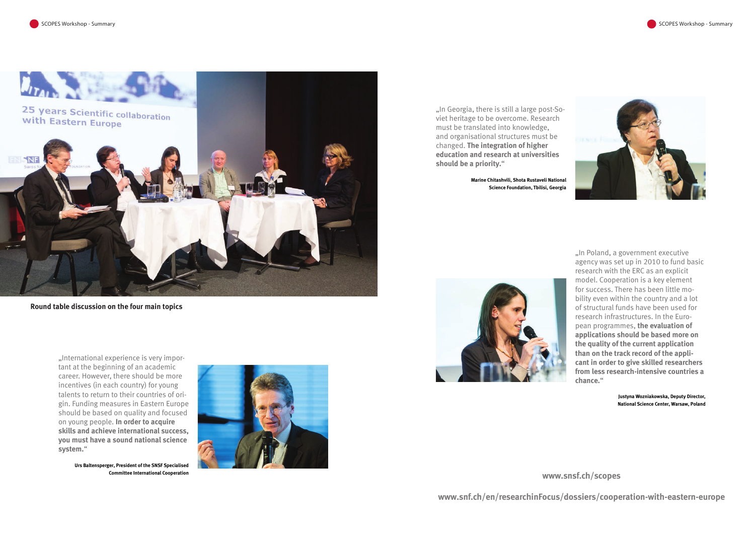Round table discussion on the four main topics

„International experience is very important at the beginning of an academic career. However, there should be more incentives (in each country) for young talents to return to their countries of origin. Funding measures in Eastern Europe should be based on quality and focused on young people. **In order to acquire skills and achieve international success, you must have a sound national science system.**"

**Urs Baltensperger, President of the SNSF Specialised Committee International Cooperation**

„In Georgia, there is still a large post-Soviet heritage to be overcome. Research must be translated into knowledge, and organisational structures must be changed. **The integration of higher education and research at universities should be a priority.**"

**Marine Chitashvili, Shota Rustaveli National Science Foundation, Tbilisi, Georgia**

„In Poland, a government executive agency was set up in 2010 to fund basic research with the ERC as an explicit model. Cooperation is a key element for success. There has been little mobility even within the country and a lot of structural funds have been used for research infrastructures. In the European programmes, **the evaluation of applications should be based more on the quality of the current application than on the track record of the applicant in order to give skilled researchers from less research-intensive countries a chance.**"

**Justyna Wozniakowska, Deputy Director, National Science Center, Warsaw, Poland**

**www.snsf.ch/scopes**

**www.snf.ch/en/researchinFocus/dossiers/cooperation-with-eastern-europe**